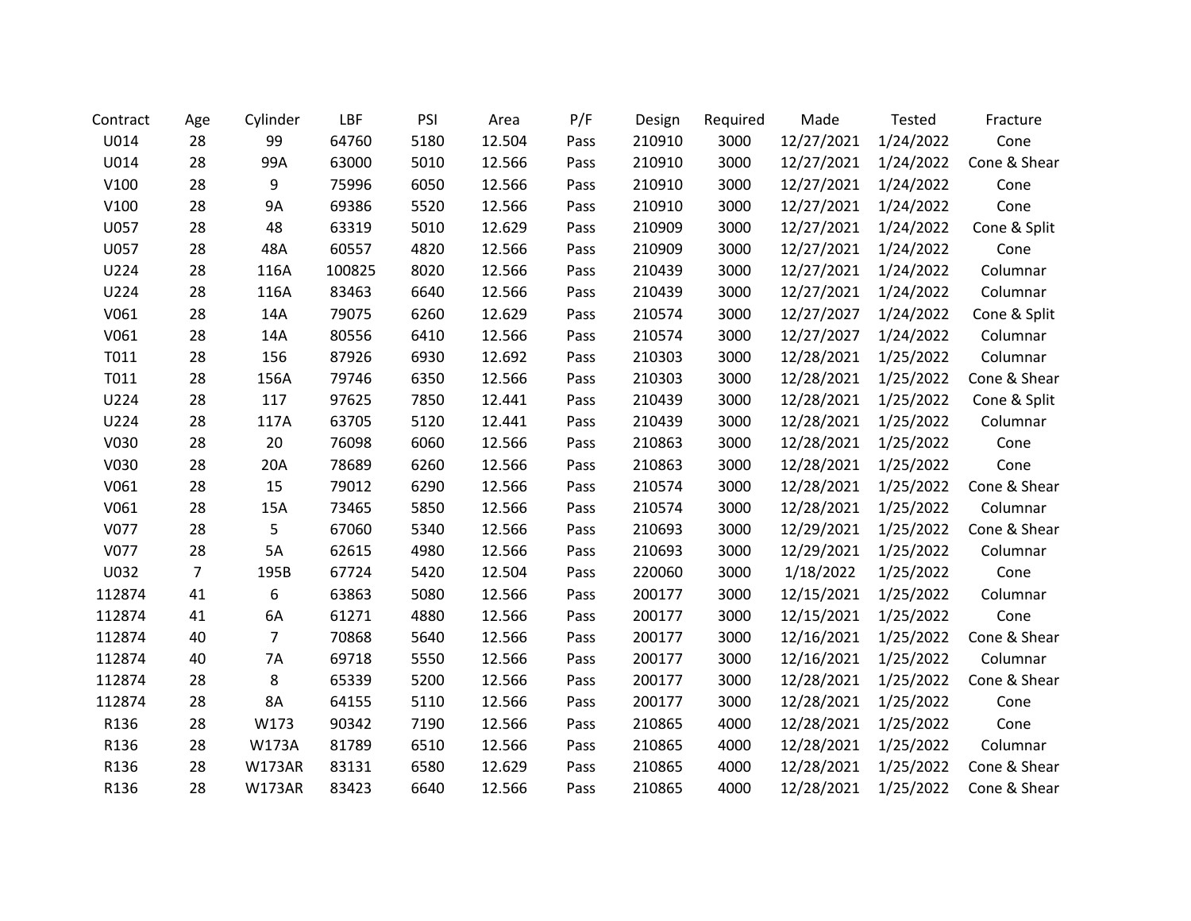| Contract | Age | Cylinder | LBF | PSI | Area | P/F | Design | Required | Made | Tested | Fracture |
|---|---|---|---|---|---|---|---|---|---|---|---|
| U014 | 28 | 99 | 64760 | 5180 | 12.504 | Pass | 210910 | 3000 | 12/27/2021 | 1/24/2022 | Cone |
| U014 | 28 | 99A | 63000 | 5010 | 12.566 | Pass | 210910 | 3000 | 12/27/2021 | 1/24/2022 | Cone & Shear |
| V100 | 28 | 9 | 75996 | 6050 | 12.566 | Pass | 210910 | 3000 | 12/27/2021 | 1/24/2022 | Cone |
| V100 | 28 | 9A | 69386 | 5520 | 12.566 | Pass | 210910 | 3000 | 12/27/2021 | 1/24/2022 | Cone |
| U057 | 28 | 48 | 63319 | 5010 | 12.629 | Pass | 210909 | 3000 | 12/27/2021 | 1/24/2022 | Cone & Split |
| U057 | 28 | 48A | 60557 | 4820 | 12.566 | Pass | 210909 | 3000 | 12/27/2021 | 1/24/2022 | Cone |
| U224 | 28 | 116A | 100825 | 8020 | 12.566 | Pass | 210439 | 3000 | 12/27/2021 | 1/24/2022 | Columnar |
| U224 | 28 | 116A | 83463 | 6640 | 12.566 | Pass | 210439 | 3000 | 12/27/2021 | 1/24/2022 | Columnar |
| V061 | 28 | 14A | 79075 | 6260 | 12.629 | Pass | 210574 | 3000 | 12/27/2027 | 1/24/2022 | Cone & Split |
| V061 | 28 | 14A | 80556 | 6410 | 12.566 | Pass | 210574 | 3000 | 12/27/2027 | 1/24/2022 | Columnar |
| T011 | 28 | 156 | 87926 | 6930 | 12.692 | Pass | 210303 | 3000 | 12/28/2021 | 1/25/2022 | Columnar |
| T011 | 28 | 156A | 79746 | 6350 | 12.566 | Pass | 210303 | 3000 | 12/28/2021 | 1/25/2022 | Cone & Shear |
| U224 | 28 | 117 | 97625 | 7850 | 12.441 | Pass | 210439 | 3000 | 12/28/2021 | 1/25/2022 | Cone & Split |
| U224 | 28 | 117A | 63705 | 5120 | 12.441 | Pass | 210439 | 3000 | 12/28/2021 | 1/25/2022 | Columnar |
| V030 | 28 | 20 | 76098 | 6060 | 12.566 | Pass | 210863 | 3000 | 12/28/2021 | 1/25/2022 | Cone |
| V030 | 28 | 20A | 78689 | 6260 | 12.566 | Pass | 210863 | 3000 | 12/28/2021 | 1/25/2022 | Cone |
| V061 | 28 | 15 | 79012 | 6290 | 12.566 | Pass | 210574 | 3000 | 12/28/2021 | 1/25/2022 | Cone & Shear |
| V061 | 28 | 15A | 73465 | 5850 | 12.566 | Pass | 210574 | 3000 | 12/28/2021 | 1/25/2022 | Columnar |
| V077 | 28 | 5 | 67060 | 5340 | 12.566 | Pass | 210693 | 3000 | 12/29/2021 | 1/25/2022 | Cone & Shear |
| V077 | 28 | 5A | 62615 | 4980 | 12.566 | Pass | 210693 | 3000 | 12/29/2021 | 1/25/2022 | Columnar |
| U032 | 7 | 195B | 67724 | 5420 | 12.504 | Pass | 220060 | 3000 | 1/18/2022 | 1/25/2022 | Cone |
| 112874 | 41 | 6 | 63863 | 5080 | 12.566 | Pass | 200177 | 3000 | 12/15/2021 | 1/25/2022 | Columnar |
| 112874 | 41 | 6A | 61271 | 4880 | 12.566 | Pass | 200177 | 3000 | 12/15/2021 | 1/25/2022 | Cone |
| 112874 | 40 | 7 | 70868 | 5640 | 12.566 | Pass | 200177 | 3000 | 12/16/2021 | 1/25/2022 | Cone & Shear |
| 112874 | 40 | 7A | 69718 | 5550 | 12.566 | Pass | 200177 | 3000 | 12/16/2021 | 1/25/2022 | Columnar |
| 112874 | 28 | 8 | 65339 | 5200 | 12.566 | Pass | 200177 | 3000 | 12/28/2021 | 1/25/2022 | Cone & Shear |
| 112874 | 28 | 8A | 64155 | 5110 | 12.566 | Pass | 200177 | 3000 | 12/28/2021 | 1/25/2022 | Cone |
| R136 | 28 | W173 | 90342 | 7190 | 12.566 | Pass | 210865 | 4000 | 12/28/2021 | 1/25/2022 | Cone |
| R136 | 28 | W173A | 81789 | 6510 | 12.566 | Pass | 210865 | 4000 | 12/28/2021 | 1/25/2022 | Columnar |
| R136 | 28 | W173AR | 83131 | 6580 | 12.629 | Pass | 210865 | 4000 | 12/28/2021 | 1/25/2022 | Cone & Shear |
| R136 | 28 | W173AR | 83423 | 6640 | 12.566 | Pass | 210865 | 4000 | 12/28/2021 | 1/25/2022 | Cone & Shear |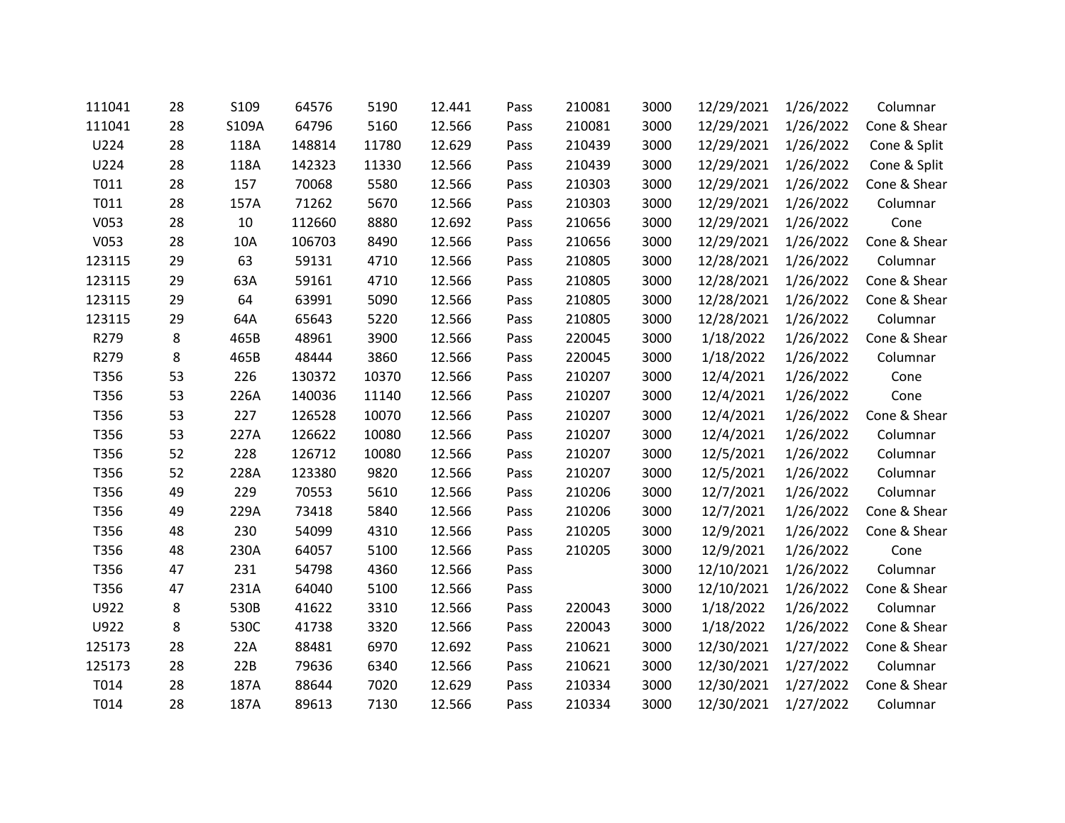| | | | | | | | | | | | |
|---|---|---|---|---|---|---|---|---|---|---|---|
| 111041 | 28 | S109 | 64576 | 5190 | 12.441 | Pass | 210081 | 3000 | 12/29/2021 | 1/26/2022 | Columnar |
| 111041 | 28 | S109A | 64796 | 5160 | 12.566 | Pass | 210081 | 3000 | 12/29/2021 | 1/26/2022 | Cone & Shear |
| U224 | 28 | 118A | 148814 | 11780 | 12.629 | Pass | 210439 | 3000 | 12/29/2021 | 1/26/2022 | Cone & Split |
| U224 | 28 | 118A | 142323 | 11330 | 12.566 | Pass | 210439 | 3000 | 12/29/2021 | 1/26/2022 | Cone & Split |
| T011 | 28 | 157 | 70068 | 5580 | 12.566 | Pass | 210303 | 3000 | 12/29/2021 | 1/26/2022 | Cone & Shear |
| T011 | 28 | 157A | 71262 | 5670 | 12.566 | Pass | 210303 | 3000 | 12/29/2021 | 1/26/2022 | Columnar |
| V053 | 28 | 10 | 112660 | 8880 | 12.692 | Pass | 210656 | 3000 | 12/29/2021 | 1/26/2022 | Cone |
| V053 | 28 | 10A | 106703 | 8490 | 12.566 | Pass | 210656 | 3000 | 12/29/2021 | 1/26/2022 | Cone & Shear |
| 123115 | 29 | 63 | 59131 | 4710 | 12.566 | Pass | 210805 | 3000 | 12/28/2021 | 1/26/2022 | Columnar |
| 123115 | 29 | 63A | 59161 | 4710 | 12.566 | Pass | 210805 | 3000 | 12/28/2021 | 1/26/2022 | Cone & Shear |
| 123115 | 29 | 64 | 63991 | 5090 | 12.566 | Pass | 210805 | 3000 | 12/28/2021 | 1/26/2022 | Cone & Shear |
| 123115 | 29 | 64A | 65643 | 5220 | 12.566 | Pass | 210805 | 3000 | 12/28/2021 | 1/26/2022 | Columnar |
| R279 | 8 | 465B | 48961 | 3900 | 12.566 | Pass | 220045 | 3000 | 1/18/2022 | 1/26/2022 | Cone & Shear |
| R279 | 8 | 465B | 48444 | 3860 | 12.566 | Pass | 220045 | 3000 | 1/18/2022 | 1/26/2022 | Columnar |
| T356 | 53 | 226 | 130372 | 10370 | 12.566 | Pass | 210207 | 3000 | 12/4/2021 | 1/26/2022 | Cone |
| T356 | 53 | 226A | 140036 | 11140 | 12.566 | Pass | 210207 | 3000 | 12/4/2021 | 1/26/2022 | Cone |
| T356 | 53 | 227 | 126528 | 10070 | 12.566 | Pass | 210207 | 3000 | 12/4/2021 | 1/26/2022 | Cone & Shear |
| T356 | 53 | 227A | 126622 | 10080 | 12.566 | Pass | 210207 | 3000 | 12/4/2021 | 1/26/2022 | Columnar |
| T356 | 52 | 228 | 126712 | 10080 | 12.566 | Pass | 210207 | 3000 | 12/5/2021 | 1/26/2022 | Columnar |
| T356 | 52 | 228A | 123380 | 9820 | 12.566 | Pass | 210207 | 3000 | 12/5/2021 | 1/26/2022 | Columnar |
| T356 | 49 | 229 | 70553 | 5610 | 12.566 | Pass | 210206 | 3000 | 12/7/2021 | 1/26/2022 | Columnar |
| T356 | 49 | 229A | 73418 | 5840 | 12.566 | Pass | 210206 | 3000 | 12/7/2021 | 1/26/2022 | Cone & Shear |
| T356 | 48 | 230 | 54099 | 4310 | 12.566 | Pass | 210205 | 3000 | 12/9/2021 | 1/26/2022 | Cone & Shear |
| T356 | 48 | 230A | 64057 | 5100 | 12.566 | Pass | 210205 | 3000 | 12/9/2021 | 1/26/2022 | Cone |
| T356 | 47 | 231 | 54798 | 4360 | 12.566 | Pass | | 3000 | 12/10/2021 | 1/26/2022 | Columnar |
| T356 | 47 | 231A | 64040 | 5100 | 12.566 | Pass | | 3000 | 12/10/2021 | 1/26/2022 | Cone & Shear |
| U922 | 8 | 530B | 41622 | 3310 | 12.566 | Pass | 220043 | 3000 | 1/18/2022 | 1/26/2022 | Columnar |
| U922 | 8 | 530C | 41738 | 3320 | 12.566 | Pass | 220043 | 3000 | 1/18/2022 | 1/26/2022 | Cone & Shear |
| 125173 | 28 | 22A | 88481 | 6970 | 12.692 | Pass | 210621 | 3000 | 12/30/2021 | 1/27/2022 | Cone & Shear |
| 125173 | 28 | 22B | 79636 | 6340 | 12.566 | Pass | 210621 | 3000 | 12/30/2021 | 1/27/2022 | Columnar |
| T014 | 28 | 187A | 88644 | 7020 | 12.629 | Pass | 210334 | 3000 | 12/30/2021 | 1/27/2022 | Cone & Shear |
| T014 | 28 | 187A | 89613 | 7130 | 12.566 | Pass | 210334 | 3000 | 12/30/2021 | 1/27/2022 | Columnar |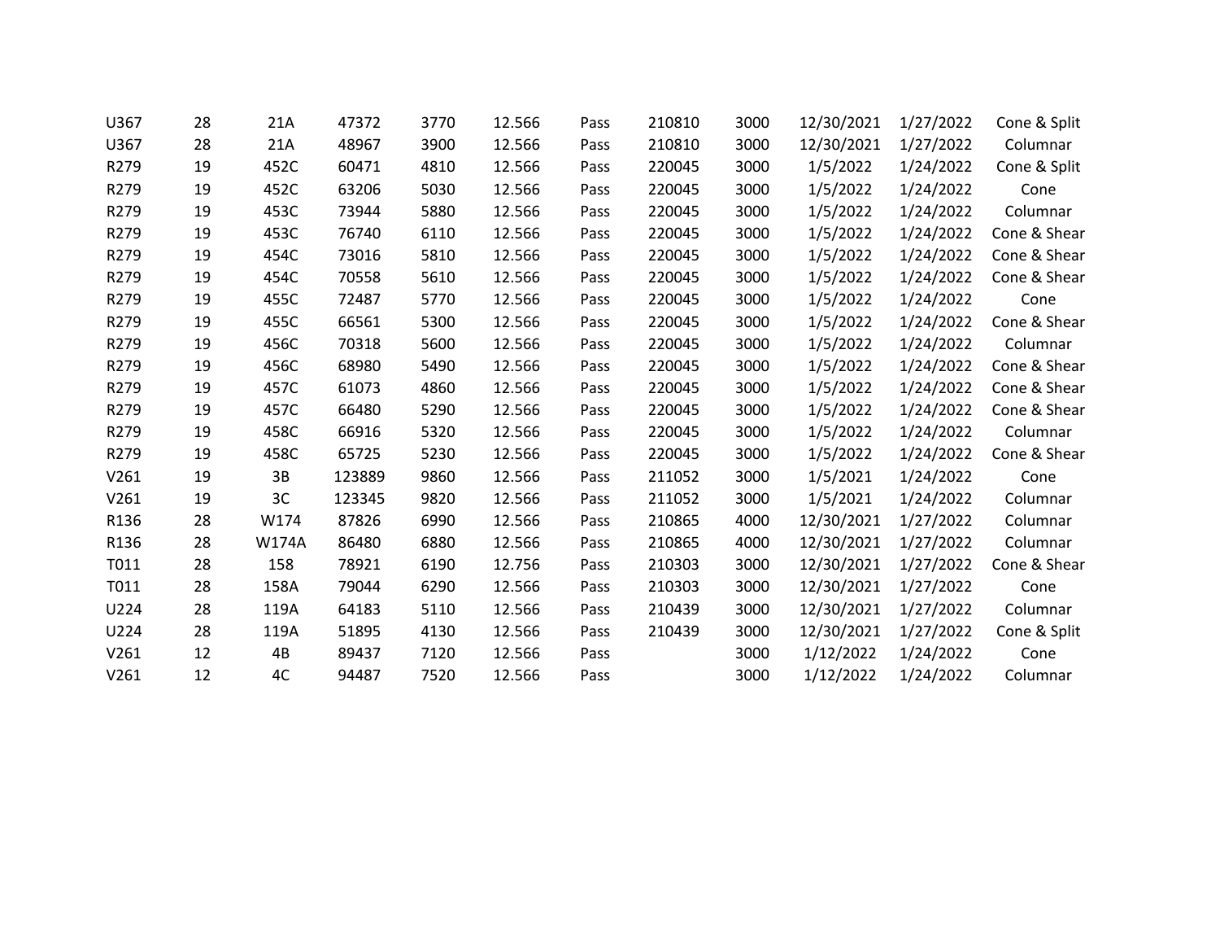| | | | | | | | | | | | |
|---|---|---|---|---|---|---|---|---|---|---|---|
| U367 | 28 | 21A | 47372 | 3770 | 12.566 | Pass | 210810 | 3000 | 12/30/2021 | 1/27/2022 | Cone & Split |
| U367 | 28 | 21A | 48967 | 3900 | 12.566 | Pass | 210810 | 3000 | 12/30/2021 | 1/27/2022 | Columnar |
| R279 | 19 | 452C | 60471 | 4810 | 12.566 | Pass | 220045 | 3000 | 1/5/2022 | 1/24/2022 | Cone & Split |
| R279 | 19 | 452C | 63206 | 5030 | 12.566 | Pass | 220045 | 3000 | 1/5/2022 | 1/24/2022 | Cone |
| R279 | 19 | 453C | 73944 | 5880 | 12.566 | Pass | 220045 | 3000 | 1/5/2022 | 1/24/2022 | Columnar |
| R279 | 19 | 453C | 76740 | 6110 | 12.566 | Pass | 220045 | 3000 | 1/5/2022 | 1/24/2022 | Cone & Shear |
| R279 | 19 | 454C | 73016 | 5810 | 12.566 | Pass | 220045 | 3000 | 1/5/2022 | 1/24/2022 | Cone & Shear |
| R279 | 19 | 454C | 70558 | 5610 | 12.566 | Pass | 220045 | 3000 | 1/5/2022 | 1/24/2022 | Cone & Shear |
| R279 | 19 | 455C | 72487 | 5770 | 12.566 | Pass | 220045 | 3000 | 1/5/2022 | 1/24/2022 | Cone |
| R279 | 19 | 455C | 66561 | 5300 | 12.566 | Pass | 220045 | 3000 | 1/5/2022 | 1/24/2022 | Cone & Shear |
| R279 | 19 | 456C | 70318 | 5600 | 12.566 | Pass | 220045 | 3000 | 1/5/2022 | 1/24/2022 | Columnar |
| R279 | 19 | 456C | 68980 | 5490 | 12.566 | Pass | 220045 | 3000 | 1/5/2022 | 1/24/2022 | Cone & Shear |
| R279 | 19 | 457C | 61073 | 4860 | 12.566 | Pass | 220045 | 3000 | 1/5/2022 | 1/24/2022 | Cone & Shear |
| R279 | 19 | 457C | 66480 | 5290 | 12.566 | Pass | 220045 | 3000 | 1/5/2022 | 1/24/2022 | Cone & Shear |
| R279 | 19 | 458C | 66916 | 5320 | 12.566 | Pass | 220045 | 3000 | 1/5/2022 | 1/24/2022 | Columnar |
| R279 | 19 | 458C | 65725 | 5230 | 12.566 | Pass | 220045 | 3000 | 1/5/2022 | 1/24/2022 | Cone & Shear |
| V261 | 19 | 3B | 123889 | 9860 | 12.566 | Pass | 211052 | 3000 | 1/5/2021 | 1/24/2022 | Cone |
| V261 | 19 | 3C | 123345 | 9820 | 12.566 | Pass | 211052 | 3000 | 1/5/2021 | 1/24/2022 | Columnar |
| R136 | 28 | W174 | 87826 | 6990 | 12.566 | Pass | 210865 | 4000 | 12/30/2021 | 1/27/2022 | Columnar |
| R136 | 28 | W174A | 86480 | 6880 | 12.566 | Pass | 210865 | 4000 | 12/30/2021 | 1/27/2022 | Columnar |
| T011 | 28 | 158 | 78921 | 6190 | 12.756 | Pass | 210303 | 3000 | 12/30/2021 | 1/27/2022 | Cone & Shear |
| T011 | 28 | 158A | 79044 | 6290 | 12.566 | Pass | 210303 | 3000 | 12/30/2021 | 1/27/2022 | Cone |
| U224 | 28 | 119A | 64183 | 5110 | 12.566 | Pass | 210439 | 3000 | 12/30/2021 | 1/27/2022 | Columnar |
| U224 | 28 | 119A | 51895 | 4130 | 12.566 | Pass | 210439 | 3000 | 12/30/2021 | 1/27/2022 | Cone & Split |
| V261 | 12 | 4B | 89437 | 7120 | 12.566 | Pass | | 3000 | 1/12/2022 | 1/24/2022 | Cone |
| V261 | 12 | 4C | 94487 | 7520 | 12.566 | Pass | | 3000 | 1/12/2022 | 1/24/2022 | Columnar |